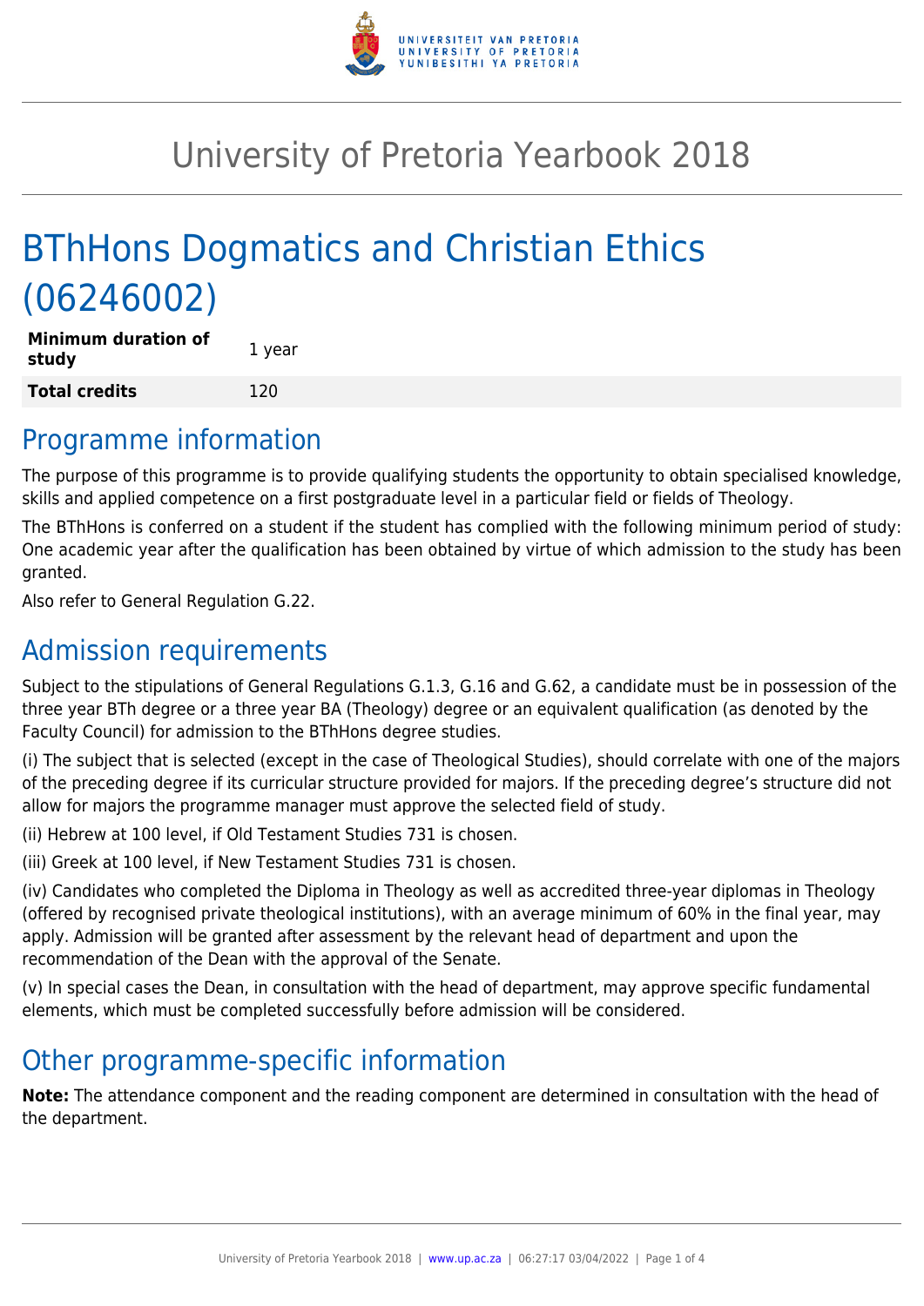# University of Pretoria Yearbook 2018

# BThHons Dogmatics and Christian Ethics (06246002)

| **Minimum duration of study** | 1 year |
| --- | --- |
| **Total credits** | 120 |

## Programme information

The purpose of this programme is to provide qualifying students the opportunity to obtain specialised knowledge, skills and applied competence on a first postgraduate level in a particular field or fields of Theology.

The BThHons is conferred on a student if the student has complied with the following minimum period of study: One academic year after the qualification has been obtained by virtue of which admission to the study has been granted.

Also refer to General Regulation G.22.

## Admission requirements

Subject to the stipulations of General Regulations G.1.3, G.16 and G.62, a candidate must be in possession of the three year BTh degree or a three year BA (Theology) degree or an equivalent qualification (as denoted by the Faculty Council) for admission to the BThHons degree studies.

(i) The subject that is selected (except in the case of Theological Studies), should correlate with one of the majors of the preceding degree if its curricular structure provided for majors. If the preceding degree's structure did not allow for majors the programme manager must approve the selected field of study.

(ii) Hebrew at 100 level, if Old Testament Studies 731 is chosen.

(iii) Greek at 100 level, if New Testament Studies 731 is chosen.

(iv) Candidates who completed the Diploma in Theology as well as accredited three-year diplomas in Theology (offered by recognised private theological institutions), with an average minimum of 60% in the final year, may apply. Admission will be granted after assessment by the relevant head of department and upon the recommendation of the Dean with the approval of the Senate.

(v) In special cases the Dean, in consultation with the head of department, may approve specific fundamental elements, which must be completed successfully before admission will be considered.

## Other programme-specific information

**Note:** The attendance component and the reading component are determined in consultation with the head of the department.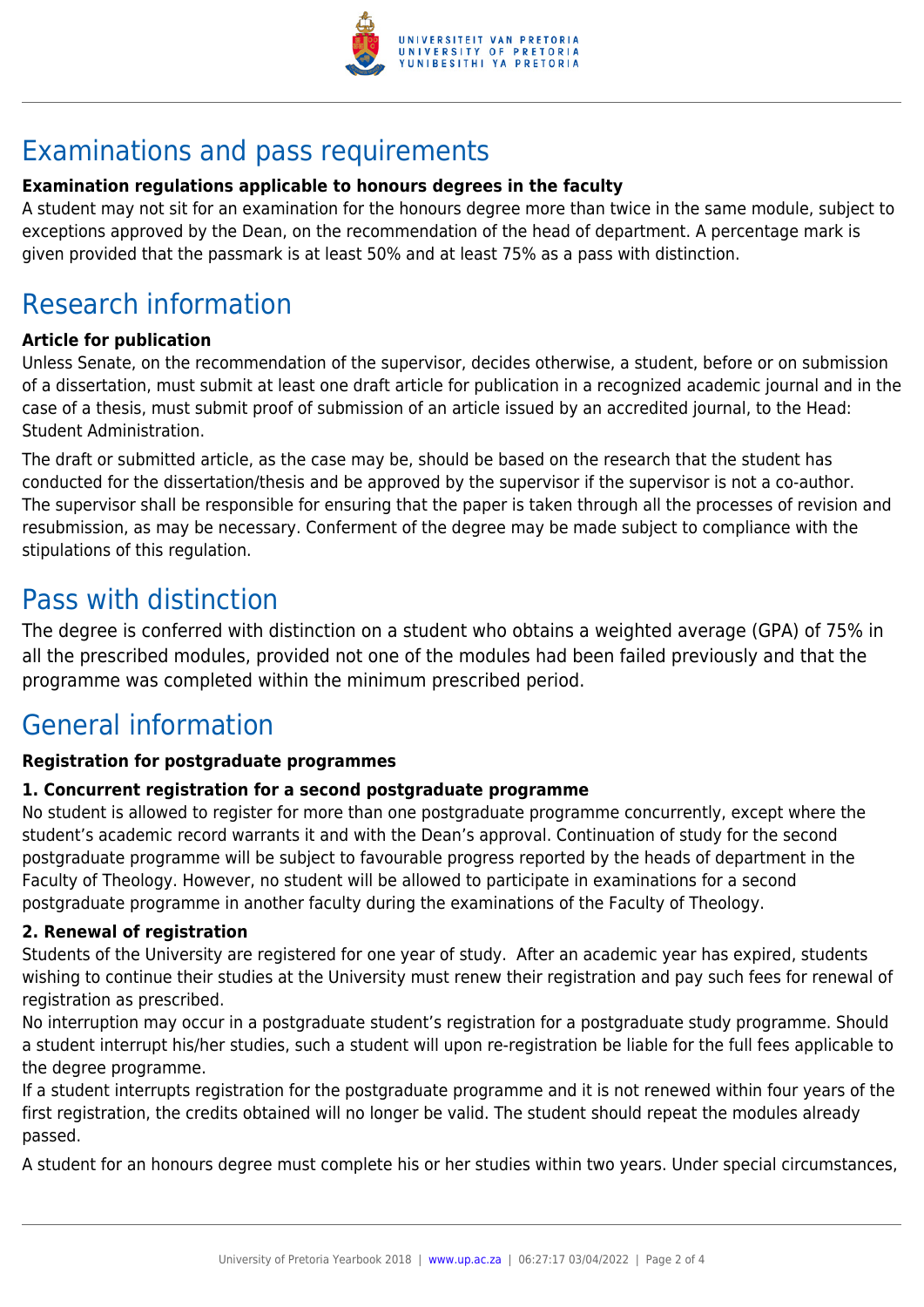# Examinations and pass requirements

**Examination regulations applicable to honours degrees in the faculty**

A student may not sit for an examination for the honours degree more than twice in the same module, subject to exceptions approved by the Dean, on the recommendation of the head of department. A percentage mark is given provided that the passmark is at least 50% and at least 75% as a pass with distinction.

# Research information

**Article for publication**

Unless Senate, on the recommendation of the supervisor, decides otherwise, a student, before or on submission of a dissertation, must submit at least one draft article for publication in a recognized academic journal and in the case of a thesis, must submit proof of submission of an article issued by an accredited journal, to the Head: Student Administration.

The draft or submitted article, as the case may be, should be based on the research that the student has conducted for the dissertation/thesis and be approved by the supervisor if the supervisor is not a co-author. The supervisor shall be responsible for ensuring that the paper is taken through all the processes of revision and resubmission, as may be necessary. Conferment of the degree may be made subject to compliance with the stipulations of this regulation.

# Pass with distinction

The degree is conferred with distinction on a student who obtains a weighted average (GPA) of 75% in all the prescribed modules, provided not one of the modules had been failed previously and that the programme was completed within the minimum prescribed period.

# General information

**Registration for postgraduate programmes**

**1. Concurrent registration for a second postgraduate programme**

No student is allowed to register for more than one postgraduate programme concurrently, except where the student's academic record warrants it and with the Dean's approval. Continuation of study for the second postgraduate programme will be subject to favourable progress reported by the heads of department in the Faculty of Theology. However, no student will be allowed to participate in examinations for a second postgraduate programme in another faculty during the examinations of the Faculty of Theology.

**2. Renewal of registration**

Students of the University are registered for one year of study. After an academic year has expired, students wishing to continue their studies at the University must renew their registration and pay such fees for renewal of registration as prescribed.

No interruption may occur in a postgraduate student's registration for a postgraduate study programme. Should a student interrupt his/her studies, such a student will upon re-registration be liable for the full fees applicable to the degree programme.

If a student interrupts registration for the postgraduate programme and it is not renewed within four years of the first registration, the credits obtained will no longer be valid. The student should repeat the modules already passed.

A student for an honours degree must complete his or her studies within two years. Under special circumstances,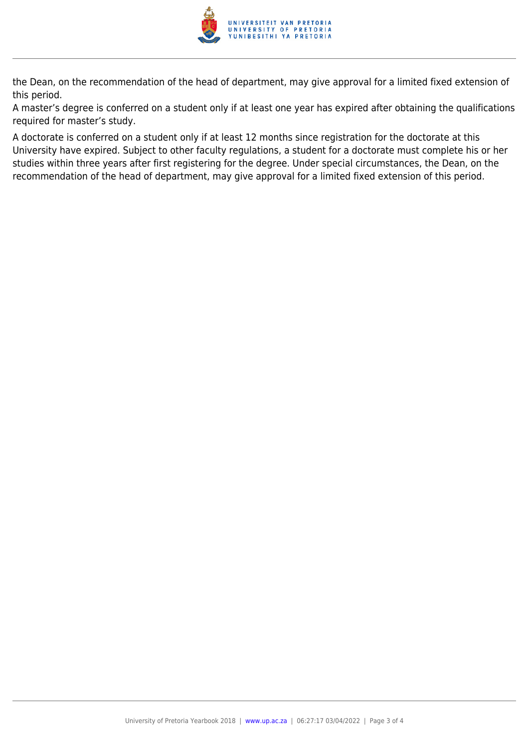the Dean, on the recommendation of the head of department, may give approval for a limited fixed extension of this period.
A master's degree is conferred on a student only if at least one year has expired after obtaining the qualifications required for master's study.

A doctorate is conferred on a student only if at least 12 months since registration for the doctorate at this University have expired. Subject to other faculty regulations, a student for a doctorate must complete his or her studies within three years after first registering for the degree. Under special circumstances, the Dean, on the recommendation of the head of department, may give approval for a limited fixed extension of this period.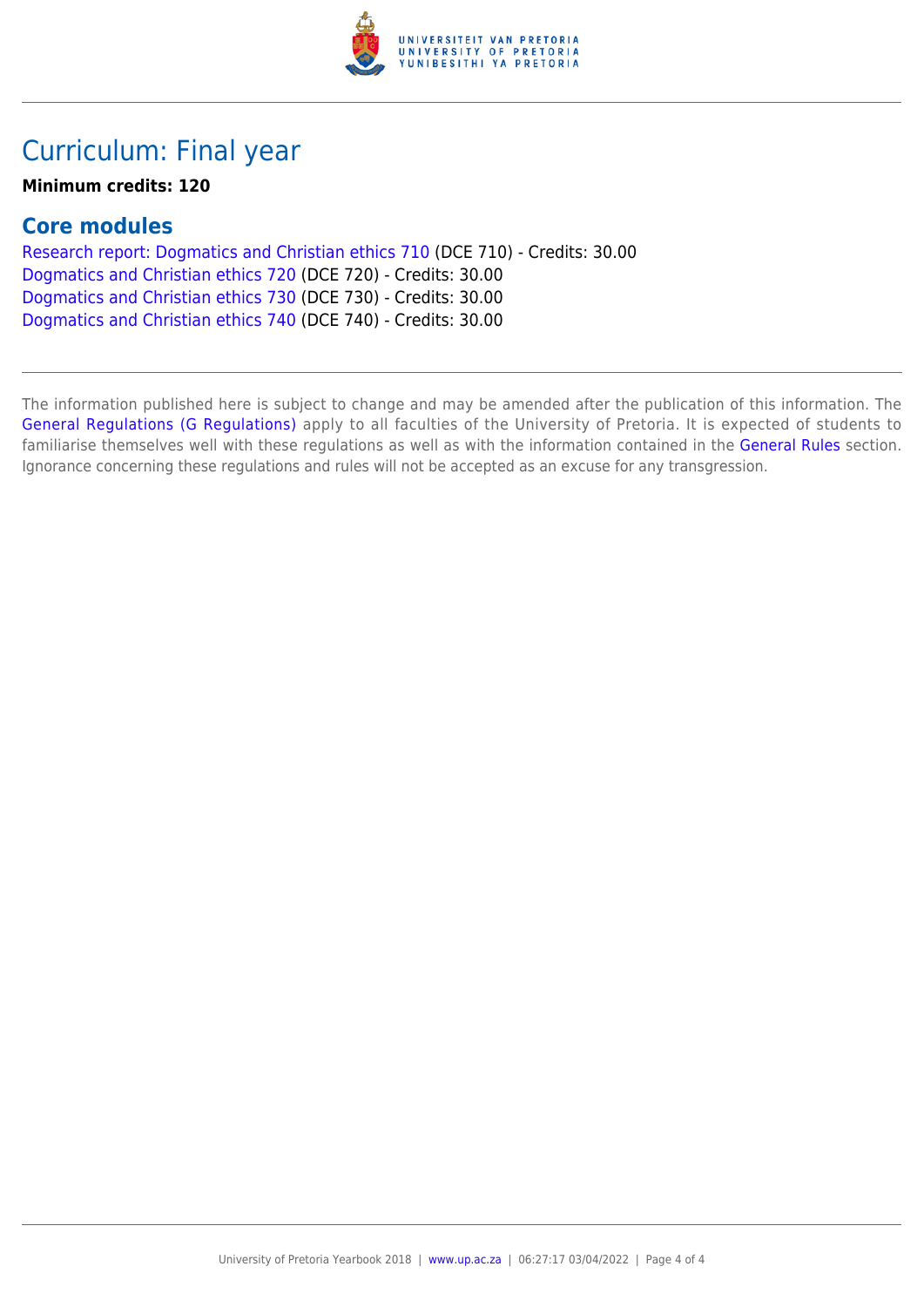## Curriculum: Final year

**Minimum credits: 120**

### Core modules

Research report: Dogmatics and Christian ethics 710 (DCE 710) - Credits: 30.00
Dogmatics and Christian ethics 720 (DCE 720) - Credits: 30.00
Dogmatics and Christian ethics 730 (DCE 730) - Credits: 30.00
Dogmatics and Christian ethics 740 (DCE 740) - Credits: 30.00

---

The information published here is subject to change and may be amended after the publication of this information. The General Regulations (G Regulations) apply to all faculties of the University of Pretoria. It is expected of students to familiarise themselves well with these regulations as well as with the information contained in the General Rules section. Ignorance concerning these regulations and rules will not be accepted as an excuse for any transgression.